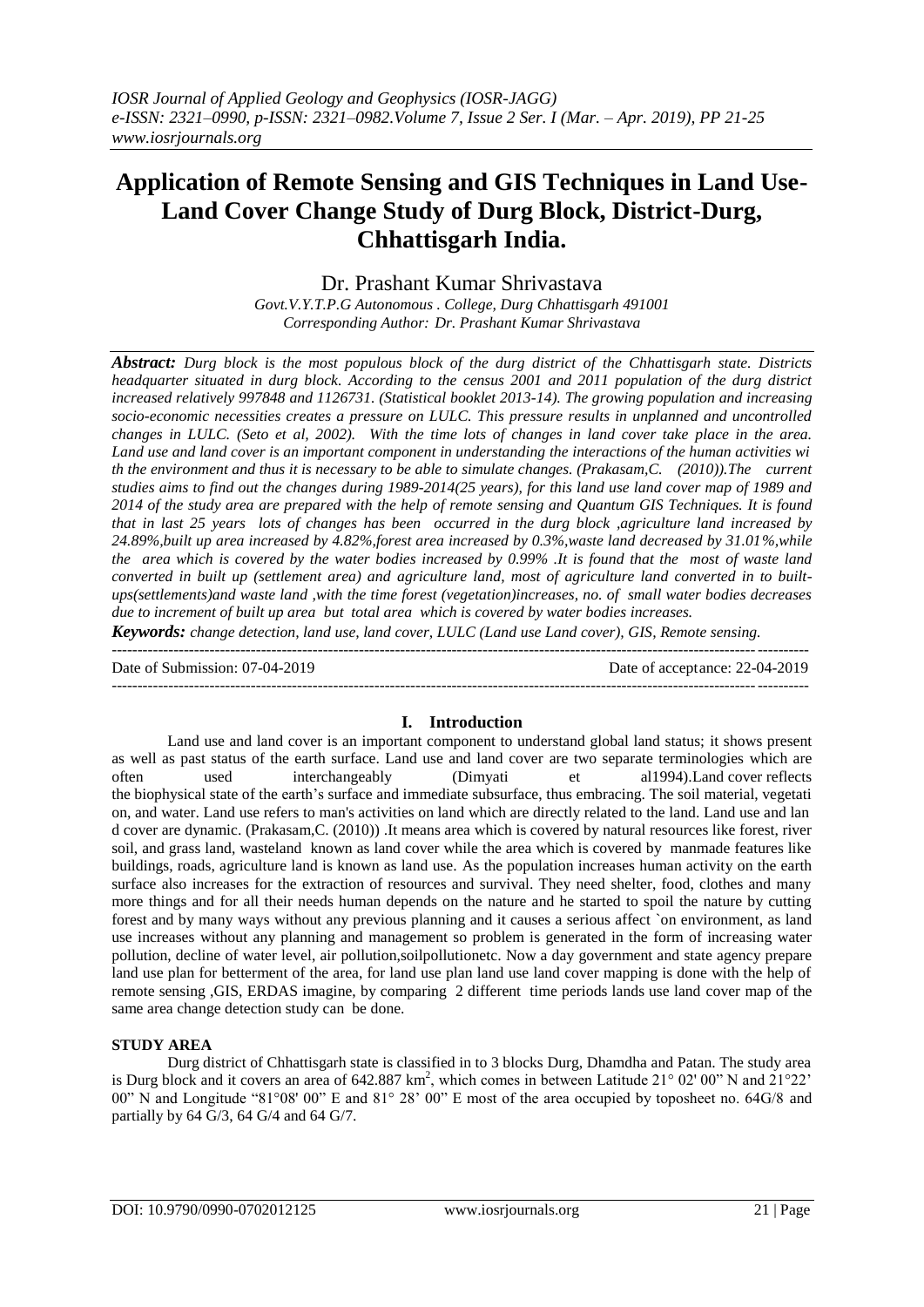# Application of Remote Sensing and GIS Techniques in Land Use-Land Cover Change Study of Durg Block, District-Durg, Chhattisgarh India.

Dr. Prashant Kumar Shrivastava

*Govt.V.Y.T.P.G Autonomous . College, Durg Chhattisgarh 491001*
*Corresponding Author: Dr. Prashant Kumar Shrivastava*

***Abstract:*** *Durg block is the most populous block of the durg district of the Chhattisgarh state. Districts headquarter situated in durg block. According to the census 2001 and 2011 population of the durg district increased relatively 997848 and 1126731. (Statistical booklet 2013-14). The growing population and increasing socio-economic necessities creates a pressure on LULC. This pressure results in unplanned and uncontrolled changes in LULC. (Seto et al, 2002). With the time lots of changes in land cover take place in the area. Land use and land cover is an important component in understanding the interactions of the human activities wi th the environment and thus it is necessary to be able to simulate changes. (Prakasam,C. (2010)).The current studies aims to find out the changes during 1989-2014(25 years), for this land use land cover map of 1989 and 2014 of the study area are prepared with the help of remote sensing and Quantum GIS Techniques. It is found that in last 25 years lots of changes has been occurred in the durg block ,agriculture land increased by 24.89%,built up area increased by 4.82%,forest area increased by 0.3%,waste land decreased by 31.01%,while the area which is covered by the water bodies increased by 0.99% .It is found that the most of waste land converted in built up (settlement area) and agriculture land, most of agriculture land converted in to built-ups(settlements)and waste land ,with the time forest (vegetation)increases, no. of small water bodies decreases due to increment of built up area but total area which is covered by water bodies increases.*

***Keywords:*** *change detection, land use, land cover, LULC (Land use Land cover), GIS, Remote sensing.*

---

Date of Submission: 07-04-2019 Date of acceptance: 22-04-2019

---

## I. Introduction

Land use and land cover is an important component to understand global land status; it shows present as well as past status of the earth surface. Land use and land cover are two separate terminologies which are often used interchangeably (Dimyati et al1994).Land cover reflects the biophysical state of the earth's surface and immediate subsurface, thus embracing. The soil material, vegetati on, and water. Land use refers to man's activities on land which are directly related to the land. Land use and lan d cover are dynamic. (Prakasam,C. (2010)) .It means area which is covered by natural resources like forest, river soil, and grass land, wasteland known as land cover while the area which is covered by manmade features like buildings, roads, agriculture land is known as land use. As the population increases human activity on the earth surface also increases for the extraction of resources and survival. They need shelter, food, clothes and many more things and for all their needs human depends on the nature and he started to spoil the nature by cutting forest and by many ways without any previous planning and it causes a serious affect `on environment, as land use increases without any planning and management so problem is generated in the form of increasing water pollution, decline of water level, air pollution,soilpollutionetc. Now a day government and state agency prepare land use plan for betterment of the area, for land use plan land use land cover mapping is done with the help of remote sensing ,GIS, ERDAS imagine, by comparing 2 different time periods lands use land cover map of the same area change detection study can be done.

### STUDY AREA

Durg district of Chhattisgarh state is classified in to 3 blocks Durg, Dhamdha and Patan. The study area is Durg block and it covers an area of 642.887 km$^2$, which comes in between Latitude 21° 02' 00" N and 21°22' 00" N and Longitude "81°08' 00" E and 81° 28' 00" E most of the area occupied by toposheet no. 64G/8 and partially by 64 G/3, 64 G/4 and 64 G/7.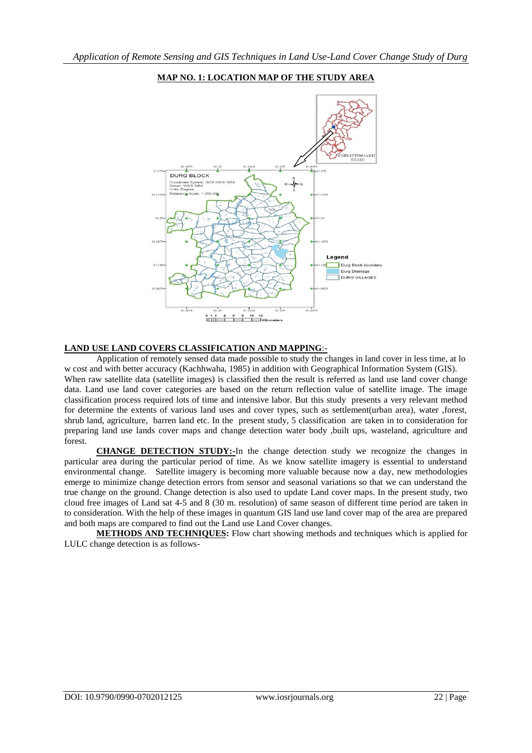**MAP NO. 1: LOCATION MAP OF THE STUDY AREA**

**LAND USE LAND COVERS CLASSIFICATION AND MAPPING**:-

Application of remotely sensed data made possible to study the changes in land cover in less time, at lo w cost and with better accuracy (Kachhwaha, 1985) in addition with Geographical Information System (GIS). When raw satellite data (satellite images) is classified then the result is referred as land use land cover change data. Land use land cover categories are based on the return reflection value of satellite image. The image classification process required lots of time and intensive labor. But this study presents a very relevant method for determine the extents of various land uses and cover types, such as settlement(urban area), water ,forest, shrub land, agriculture, barren land etc. In the present study, 5 classification are taken in to consideration for preparing land use lands cover maps and change detection water body ,built ups, wasteland, agriculture and forest.

**CHANGE DETECTION STUDY:-**In the change detection study we recognize the changes in particular area during the particular period of time. As we know satellite imagery is essential to understand environmental change. Satellite imagery is becoming more valuable because now a day, new methodologies emerge to minimize change detection errors from sensor and seasonal variations so that we can understand the true change on the ground. Change detection is also used to update Land cover maps. In the present study, two cloud free images of Land sat 4-5 and 8 (30 m. resolution) of same season of different time period are taken in to consideration. With the help of these images in quantum GIS land use land cover map of the area are prepared and both maps are compared to find out the Land use Land Cover changes.

**METHODS AND TECHNIQUES:** Flow chart showing methods and techniques which is applied for LULC change detection is as follows-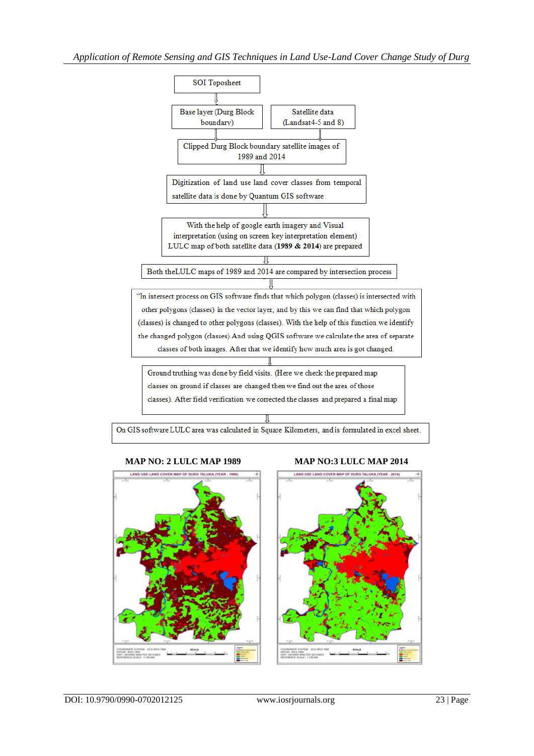SOI Toposheet

⇓

Base layer (Durg Block boundary)

Satellite data (Landsat4-5 and 8)

⇓

Clipped Durg Block boundary satellite images of 1989 and 2014

⇓

Digitization of land use land cover classes from temporal satellite data is done by Quantum GIS software

⇓

With the help of google earth imagery and Visual interpretation (using on screen key interpretation element) LULC map of both satellite data (**1989 & 2014**) are prepared

⇓

Both theLULC maps of 1989 and 2014 are compared by intersection process

⇓

"In intersect process on GIS software finds that which polygon (classes) is intersected with other polygons (classes) in the vector layer, and by this we can find that which polygon (classes) is changed to other polygons (classes). With the help of this function we identify the changed polygon (classes).And using QGIS software we calculate the area of separate classes of both images. After that we identify how much area is got changed.

⇓

Ground truthing was done by field visits. (Here we check the prepared map classes on ground if classes are changed then we find out the area of those classes). After field verification we corrected the classes and prepared a final map

⇓

On GIS software LULC area was calculated in Square Kilometers, and is formulated in excel sheet.

**MAP NO: 2 LULC MAP 1989**

**MAP NO:3 LULC MAP 2014**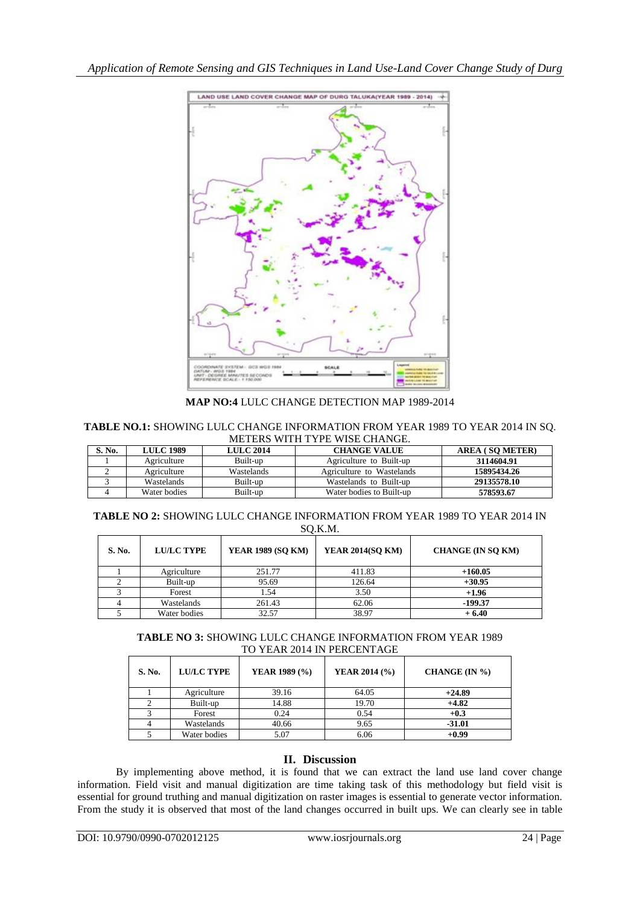**MAP NO:4** LULC CHANGE DETECTION MAP 1989-2014

**TABLE NO.1:** SHOWING LULC CHANGE INFORMATION FROM YEAR 1989 TO YEAR 2014 IN SQ. METERS WITH TYPE WISE CHANGE.

| S. No. | LULC 1989 | LULC 2014 | CHANGE VALUE | AREA ( SQ METER) |
|---|---|---|---|---|
| 1 | Agriculture | Built-up | Agriculture to Built-up | **3114604.91** |
| 2 | Agriculture | Wastelands | Agriculture to Wastelands | **15895434.26** |
| 3 | Wastelands | Built-up | Wastelands to Built-up | **29135578.10** |
| 4 | Water bodies | Built-up | Water bodies to Built-up | **578593.67** |

**TABLE NO 2:** SHOWING LULC CHANGE INFORMATION FROM YEAR 1989 TO YEAR 2014 IN SQ.K.M.

| S. No. | LU/LC TYPE | YEAR 1989 (SQ KM) | YEAR 2014(SQ KM) | CHANGE (IN SQ KM) |
|---|---|---|---|---|
| 1 | Agriculture | 251.77 | 411.83 | **+160.05** |
| 2 | Built-up | 95.69 | 126.64 | **+30.95** |
| 3 | Forest | 1.54 | 3.50 | **+1.96** |
| 4 | Wastelands | 261.43 | 62.06 | **-199.37** |
| 5 | Water bodies | 32.57 | 38.97 | **+ 6.40** |

**TABLE NO 3:** SHOWING LULC CHANGE INFORMATION FROM YEAR 1989 TO YEAR 2014 IN PERCENTAGE

| S. No. | LU/LC TYPE | YEAR 1989 (%) | YEAR 2014 (%) | CHANGE (IN %) |
|---|---|---|---|---|
| 1 | Agriculture | 39.16 | 64.05 | **+24.89** |
| 2 | Built-up | 14.88 | 19.70 | **+4.82** |
| 3 | Forest | 0.24 | 0.54 | **+0.3** |
| 4 | Wastelands | 40.66 | 9.65 | **-31.01** |
| 5 | Water bodies | 5.07 | 6.06 | **+0.99** |

## II. Discussion

By implementing above method, it is found that we can extract the land use land cover change information. Field visit and manual digitization are time taking task of this methodology but field visit is essential for ground truthing and manual digitization on raster images is essential to generate vector information. From the study it is observed that most of the land changes occurred in built ups. We can clearly see in table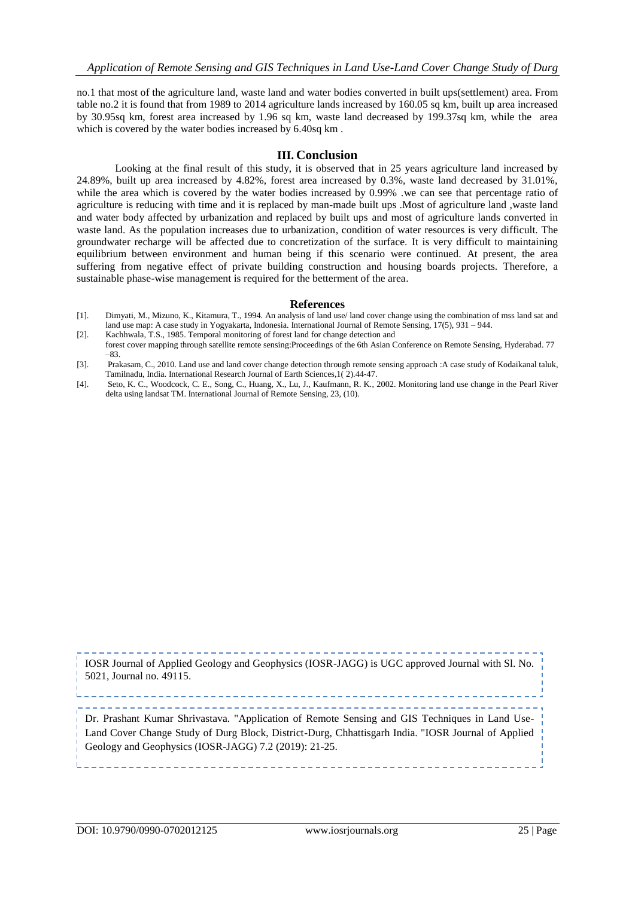no.1 that most of the agriculture land, waste land and water bodies converted in built ups(settlement) area. From table no.2 it is found that from 1989 to 2014 agriculture lands increased by 160.05 sq km, built up area increased by 30.95sq km, forest area increased by 1.96 sq km, waste land decreased by 199.37sq km, while the area which is covered by the water bodies increased by 6.40sq km .

## III. Conclusion

Looking at the final result of this study, it is observed that in 25 years agriculture land increased by 24.89%, built up area increased by 4.82%, forest area increased by 0.3%, waste land decreased by 31.01%, while the area which is covered by the water bodies increased by 0.99% .we can see that percentage ratio of agriculture is reducing with time and it is replaced by man-made built ups .Most of agriculture land ,waste land and water body affected by urbanization and replaced by built ups and most of agriculture lands converted in waste land. As the population increases due to urbanization, condition of water resources is very difficult. The groundwater recharge will be affected due to concretization of the surface. It is very difficult to maintaining equilibrium between environment and human being if this scenario were continued. At present, the area suffering from negative effect of private building construction and housing boards projects. Therefore, a sustainable phase-wise management is required for the betterment of the area.

## References

[1]. Dimyati, M., Mizuno, K., Kitamura, T., 1994. An analysis of land use/ land cover change using the combination of mss land sat and land use map: A case study in Yogyakarta, Indonesia. International Journal of Remote Sensing, 17(5), 931 – 944.

[2]. Kachhwala, T.S., 1985. Temporal monitoring of forest land for change detection and forest cover mapping through satellite remote sensing:Proceedings of the 6th Asian Conference on Remote Sensing, Hyderabad. 77 –83.

[3]. Prakasam, C., 2010. Land use and land cover change detection through remote sensing approach :A case study of Kodaikanal taluk, Tamilnadu, India. International Research Journal of Earth Sciences,1( 2).44-47.

[4]. Seto, K. C., Woodcock, C. E., Song, C., Huang, X., Lu, J., Kaufmann, R. K., 2002. Monitoring land use change in the Pearl River delta using landsat TM. International Journal of Remote Sensing, 23, (10).

IOSR Journal of Applied Geology and Geophysics (IOSR-JAGG) is UGC approved Journal with Sl. No. 5021, Journal no. 49115.

Dr. Prashant Kumar Shrivastava. "Application of Remote Sensing and GIS Techniques in Land Use-Land Cover Change Study of Durg Block, District-Durg, Chhattisgarh India. "IOSR Journal of Applied Geology and Geophysics (IOSR-JAGG) 7.2 (2019): 21-25.